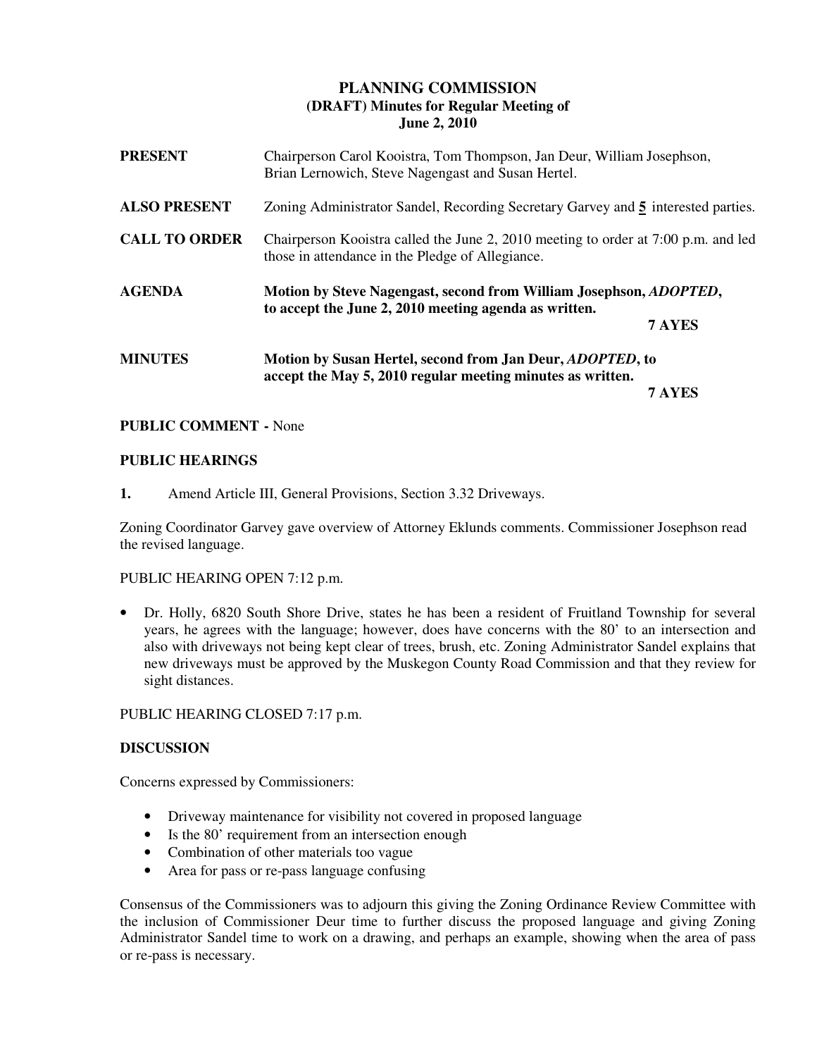# PLANNING COMMISSION
## (DRAFT) Minutes for Regular Meeting of
## June 2, 2010

**PRESENT** Chairperson Carol Kooistra, Tom Thompson, Jan Deur, William Josephson, Brian Lernowich, Steve Nagengast and Susan Hertel.

**ALSO PRESENT** Zoning Administrator Sandel, Recording Secretary Garvey and **5** interested parties.

**CALL TO ORDER** Chairperson Kooistra called the June 2, 2010 meeting to order at 7:00 p.m. and led those in attendance in the Pledge of Allegiance.

**AGENDA** **Motion by Steve Nagengast, second from William Josephson, *ADOPTED*, to accept the June 2, 2010 meeting agenda as written.**

**7 AYES**

**MINUTES** **Motion by Susan Hertel, second from Jan Deur, *ADOPTED*, to accept the May 5, 2010 regular meeting minutes as written.**

**7 AYES**

**PUBLIC COMMENT -** None

**PUBLIC HEARINGS**

**1.** Amend Article III, General Provisions, Section 3.32 Driveways.

Zoning Coordinator Garvey gave overview of Attorney Eklunds comments. Commissioner Josephson read the revised language.

PUBLIC HEARING OPEN 7:12 p.m.

- Dr. Holly, 6820 South Shore Drive, states he has been a resident of Fruitland Township for several years, he agrees with the language; however, does have concerns with the 80' to an intersection and also with driveways not being kept clear of trees, brush, etc. Zoning Administrator Sandel explains that new driveways must be approved by the Muskegon County Road Commission and that they review for sight distances.

PUBLIC HEARING CLOSED 7:17 p.m.

**DISCUSSION**

Concerns expressed by Commissioners:

- Driveway maintenance for visibility not covered in proposed language
- Is the 80' requirement from an intersection enough
- Combination of other materials too vague
- Area for pass or re-pass language confusing

Consensus of the Commissioners was to adjourn this giving the Zoning Ordinance Review Committee with the inclusion of Commissioner Deur time to further discuss the proposed language and giving Zoning Administrator Sandel time to work on a drawing, and perhaps an example, showing when the area of pass or re-pass is necessary.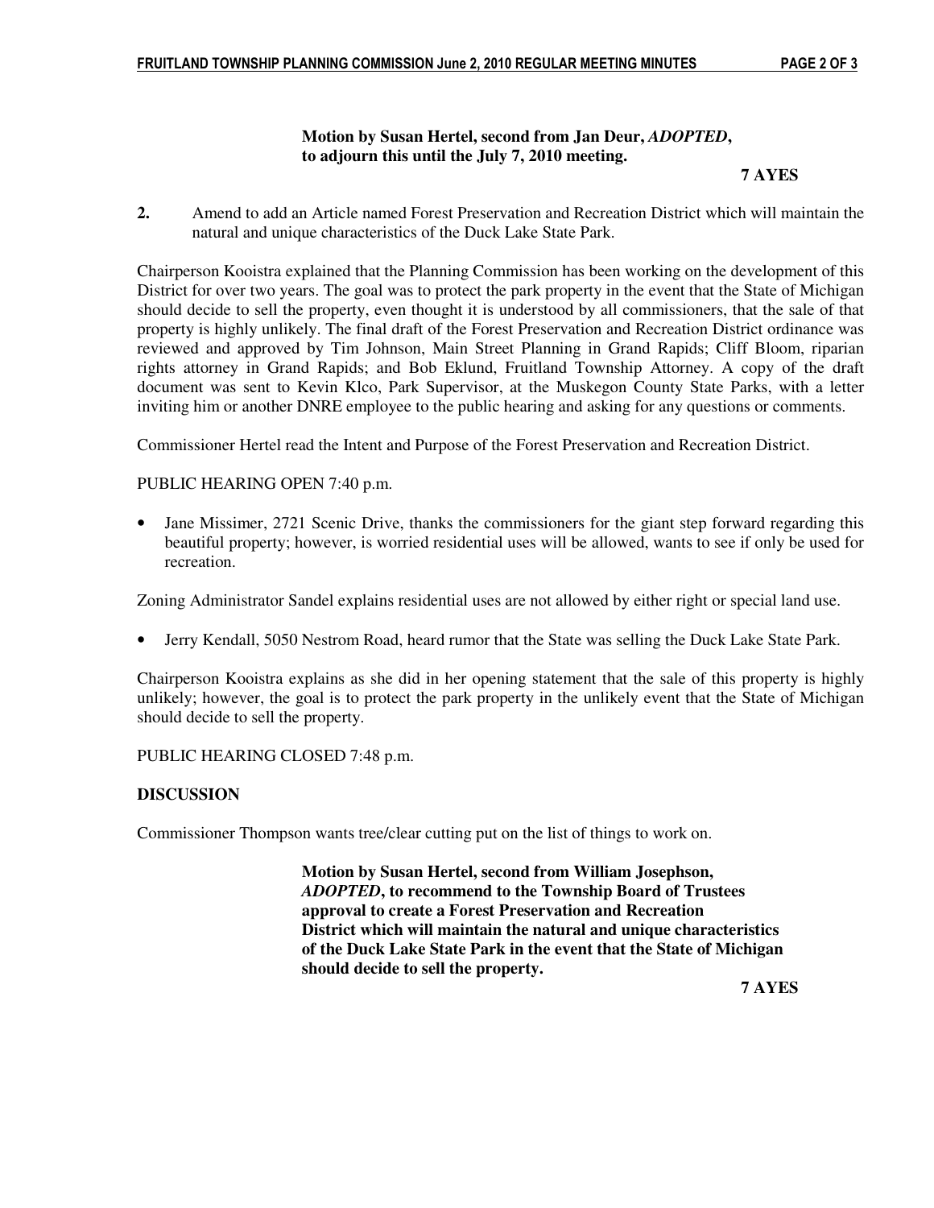**Motion by Susan Hertel, second from Jan Deur, *ADOPTED*, to adjourn this until the July 7, 2010 meeting.**

**7 AYES**

**2.** Amend to add an Article named Forest Preservation and Recreation District which will maintain the natural and unique characteristics of the Duck Lake State Park.

Chairperson Kooistra explained that the Planning Commission has been working on the development of this District for over two years. The goal was to protect the park property in the event that the State of Michigan should decide to sell the property, even thought it is understood by all commissioners, that the sale of that property is highly unlikely. The final draft of the Forest Preservation and Recreation District ordinance was reviewed and approved by Tim Johnson, Main Street Planning in Grand Rapids; Cliff Bloom, riparian rights attorney in Grand Rapids; and Bob Eklund, Fruitland Township Attorney. A copy of the draft document was sent to Kevin Klco, Park Supervisor, at the Muskegon County State Parks, with a letter inviting him or another DNRE employee to the public hearing and asking for any questions or comments.

Commissioner Hertel read the Intent and Purpose of the Forest Preservation and Recreation District.

PUBLIC HEARING OPEN 7:40 p.m.

- Jane Missimer, 2721 Scenic Drive, thanks the commissioners for the giant step forward regarding this beautiful property; however, is worried residential uses will be allowed, wants to see if only be used for recreation.

Zoning Administrator Sandel explains residential uses are not allowed by either right or special land use.

- Jerry Kendall, 5050 Nestrom Road, heard rumor that the State was selling the Duck Lake State Park.

Chairperson Kooistra explains as she did in her opening statement that the sale of this property is highly unlikely; however, the goal is to protect the park property in the unlikely event that the State of Michigan should decide to sell the property.

PUBLIC HEARING CLOSED 7:48 p.m.

**DISCUSSION**

Commissioner Thompson wants tree/clear cutting put on the list of things to work on.

**Motion by Susan Hertel, second from William Josephson, *ADOPTED*, to recommend to the Township Board of Trustees approval to create a Forest Preservation and Recreation District which will maintain the natural and unique characteristics of the Duck Lake State Park in the event that the State of Michigan should decide to sell the property.**

**7 AYES**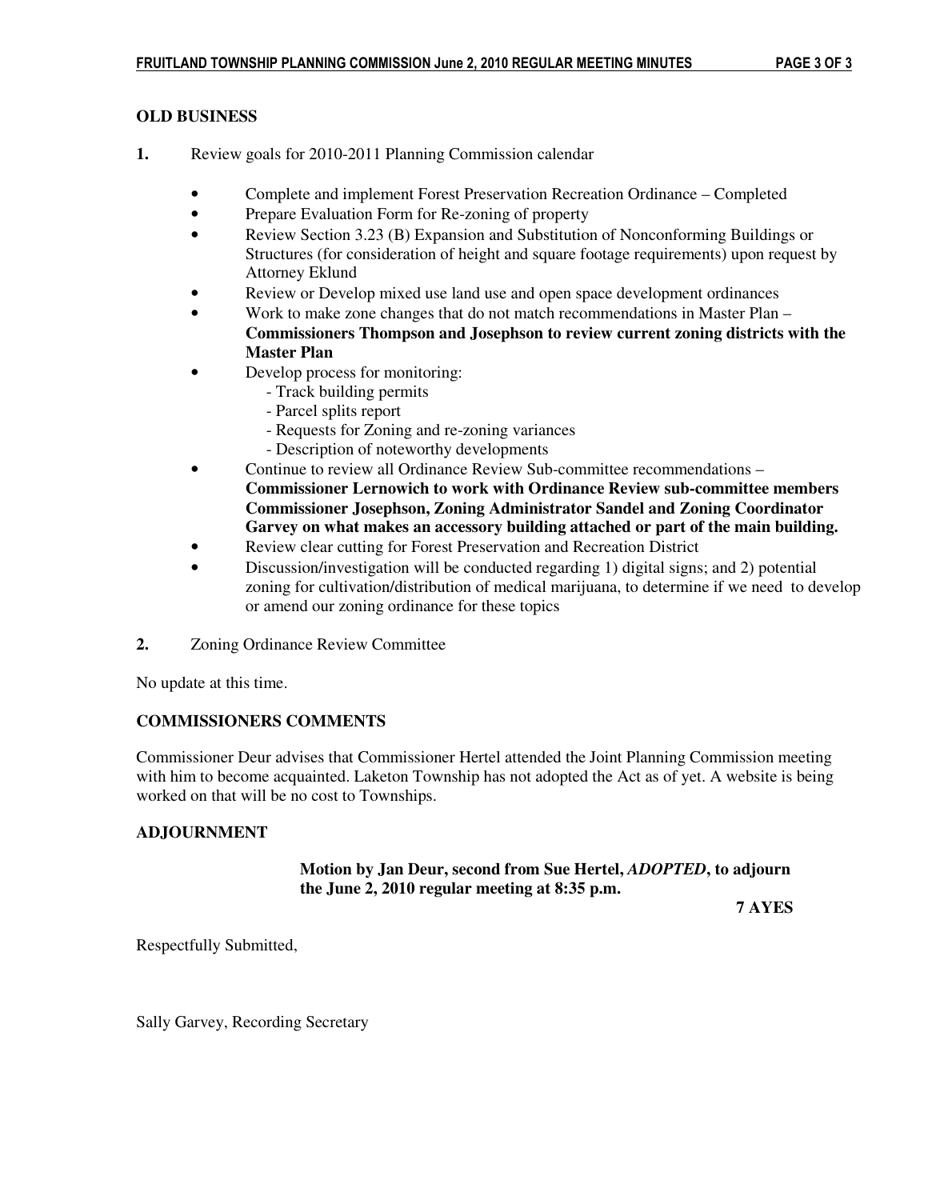## OLD BUSINESS

**1.** Review goals for 2010-2011 Planning Commission calendar

- Complete and implement Forest Preservation Recreation Ordinance – Completed
- Prepare Evaluation Form for Re-zoning of property
- Review Section 3.23 (B) Expansion and Substitution of Nonconforming Buildings or Structures (for consideration of height and square footage requirements) upon request by Attorney Eklund
- Review or Develop mixed use land use and open space development ordinances
- Work to make zone changes that do not match recommendations in Master Plan – **Commissioners Thompson and Josephson to review current zoning districts with the Master Plan**
- Develop process for monitoring:
  - Track building permits
  - Parcel splits report
  - Requests for Zoning and re-zoning variances
  - Description of noteworthy developments
- Continue to review all Ordinance Review Sub-committee recommendations – **Commissioner Lernowich to work with Ordinance Review sub-committee members Commissioner Josephson, Zoning Administrator Sandel and Zoning Coordinator Garvey on what makes an accessory building attached or part of the main building.**
- Review clear cutting for Forest Preservation and Recreation District
- Discussion/investigation will be conducted regarding 1) digital signs; and 2) potential zoning for cultivation/distribution of medical marijuana, to determine if we need to develop or amend our zoning ordinance for these topics

**2.** Zoning Ordinance Review Committee

No update at this time.

## COMMISSIONERS COMMENTS

Commissioner Deur advises that Commissioner Hertel attended the Joint Planning Commission meeting with him to become acquainted. Laketon Township has not adopted the Act as of yet. A website is being worked on that will be no cost to Townships.

## ADJOURNMENT

**Motion by Jan Deur, second from Sue Hertel, *ADOPTED*, to adjourn the June 2, 2010 regular meeting at 8:35 p.m.**

**7 AYES**

Respectfully Submitted,

Sally Garvey, Recording Secretary